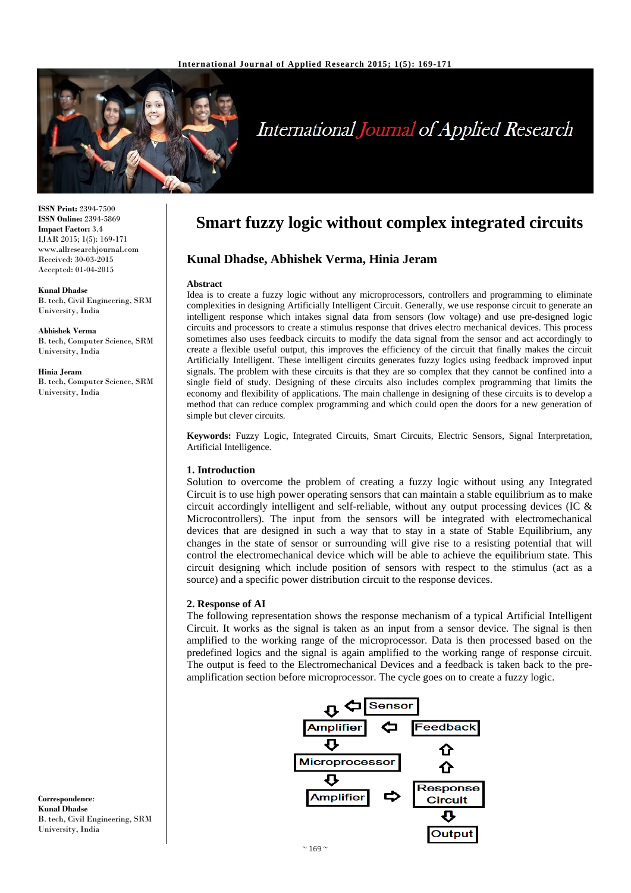# Smart fuzzy logic without complex integrated circuits

## Kunal Dhadse, Abhishek Verma, Hinia Jeram

**ISSN Print:** 2394-7500
**ISSN Online:** 2394-5869
**Impact Factor:** 3.4
IJAR 2015; 1(5): 169-171
www.allresearchjournal.com
Received: 30-03-2015
Accepted: 01-04-2015

**Kunal Dhadse**
B. tech, Civil Engineering, SRM University, India

**Abhishek Verma**
B. tech, Computer Science, SRM University, India

**Hinia Jeram**
B. tech, Computer Science, SRM University, India

**Correspondence:**
**Kunal Dhadse**
B. tech, Civil Engineering, SRM University, India

### Abstract

Idea is to create a fuzzy logic without any microprocessors, controllers and programming to eliminate complexities in designing Artificially Intelligent Circuit. Generally, we use response circuit to generate an intelligent response which intakes signal data from sensors (low voltage) and use pre-designed logic circuits and processors to create a stimulus response that drives electro mechanical devices. This process sometimes also uses feedback circuits to modify the data signal from the sensor and act accordingly to create a flexible useful output, this improves the efficiency of the circuit that finally makes the circuit Artificially Intelligent. These intelligent circuits generates fuzzy logics using feedback improved input signals. The problem with these circuits is that they are so complex that they cannot be confined into a single field of study. Designing of these circuits also includes complex programming that limits the economy and flexibility of applications. The main challenge in designing of these circuits is to develop a method that can reduce complex programming and which could open the doors for a new generation of simple but clever circuits.

**Keywords:** Fuzzy Logic, Integrated Circuits, Smart Circuits, Electric Sensors, Signal Interpretation, Artificial Intelligence.

### 1. Introduction

Solution to overcome the problem of creating a fuzzy logic without using any Integrated Circuit is to use high power operating sensors that can maintain a stable equilibrium as to make circuit accordingly intelligent and self-reliable, without any output processing devices (IC & Microcontrollers). The input from the sensors will be integrated with electromechanical devices that are designed in such a way that to stay in a state of Stable Equilibrium, any changes in the state of sensor or surrounding will give rise to a resisting potential that will control the electromechanical device which will be able to achieve the equilibrium state. This circuit designing which include position of sensors with respect to the stimulus (act as a source) and a specific power distribution circuit to the response devices.

### 2. Response of AI

The following representation shows the response mechanism of a typical Artificial Intelligent Circuit. It works as the signal is taken as an input from a sensor device. The signal is then amplified to the working range of the microprocessor. Data is then processed based on the predefined logics and the signal is again amplified to the working range of response circuit. The output is feed to the Electromechanical Devices and a feedback is taken back to the pre-amplification section before microprocessor. The cycle goes on to create a fuzzy logic.

Sensor → Amplifier → Microprocessor → Amplifier → Response Circuit → Output

Response Circuit → Feedback → Amplifier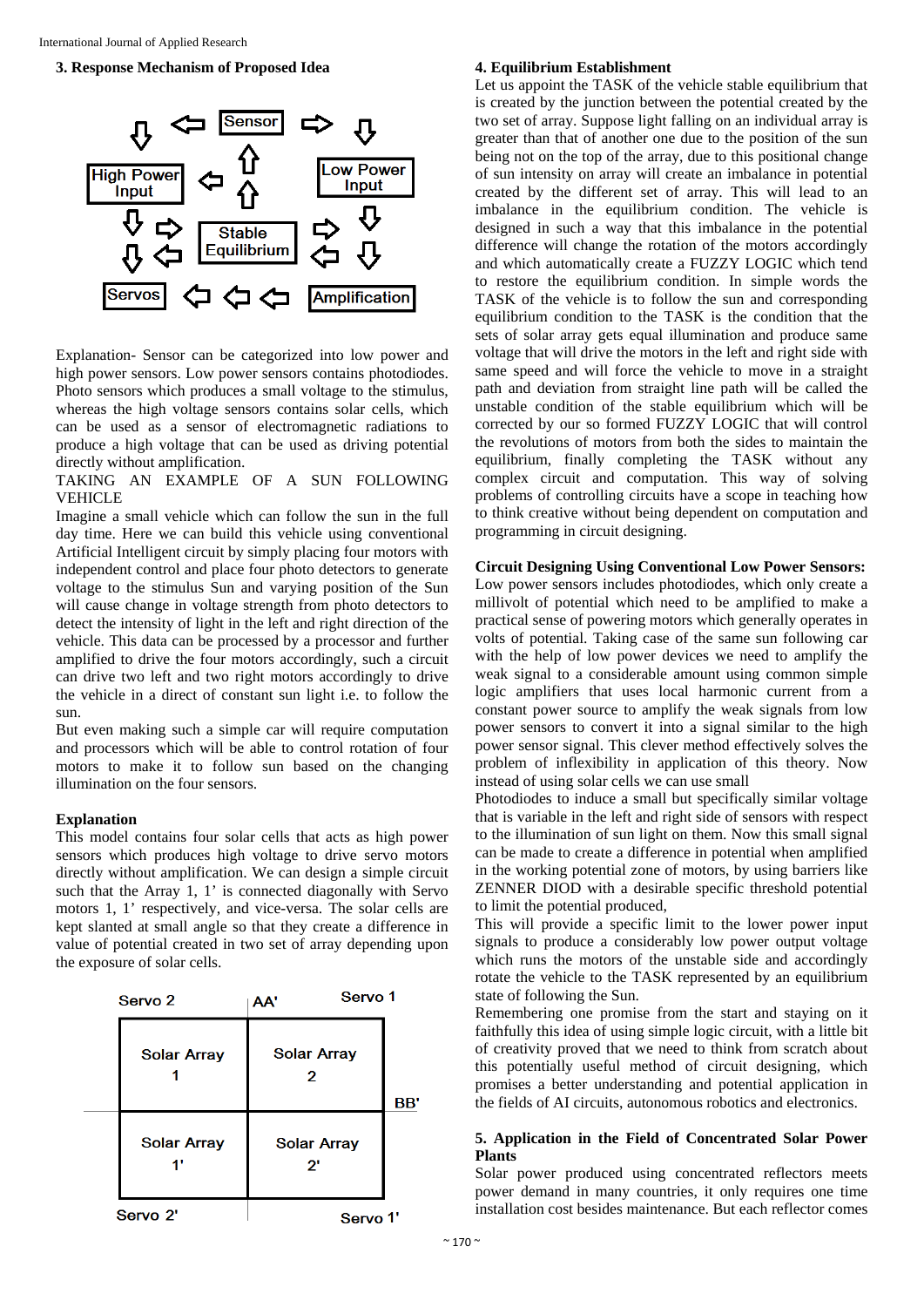### 3. Response Mechanism of Proposed Idea

Explanation- Sensor can be categorized into low power and high power sensors. Low power sensors contains photodiodes. Photo sensors which produces a small voltage to the stimulus, whereas the high voltage sensors contains solar cells, which can be used as a sensor of electromagnetic radiations to produce a high voltage that can be used as driving potential directly without amplification.

TAKING AN EXAMPLE OF A SUN FOLLOWING VEHICLE

Imagine a small vehicle which can follow the sun in the full day time. Here we can build this vehicle using conventional Artificial Intelligent circuit by simply placing four motors with independent control and place four photo detectors to generate voltage to the stimulus Sun and varying position of the Sun will cause change in voltage strength from photo detectors to detect the intensity of light in the left and right direction of the vehicle. This data can be processed by a processor and further amplified to drive the four motors accordingly, such a circuit can drive two left and two right motors accordingly to drive the vehicle in a direct of constant sun light i.e. to follow the sun.

But even making such a simple car will require computation and processors which will be able to control rotation of four motors to make it to follow sun based on the changing illumination on the four sensors.

#### Explanation

This model contains four solar cells that acts as high power sensors which produces high voltage to drive servo motors directly without amplification. We can design a simple circuit such that the Array 1, 1' is connected diagonally with Servo motors 1, 1' respectively, and vice-versa. The solar cells are kept slanted at small angle so that they create a difference in value of potential created in two set of array depending upon the exposure of solar cells.

### 4. Equilibrium Establishment

Let us appoint the TASK of the vehicle stable equilibrium that is created by the junction between the potential created by the two set of array. Suppose light falling on an individual array is greater than that of another one due to the position of the sun being not on the top of the array, due to this positional change of sun intensity on array will create an imbalance in potential created by the different set of array. This will lead to an imbalance in the equilibrium condition. The vehicle is designed in such a way that this imbalance in the potential difference will change the rotation of the motors accordingly and which automatically create a FUZZY LOGIC which tend to restore the equilibrium condition. In simple words the TASK of the vehicle is to follow the sun and corresponding equilibrium condition to the TASK is the condition that the sets of solar array gets equal illumination and produce same voltage that will drive the motors in the left and right side with same speed and will force the vehicle to move in a straight path and deviation from straight line path will be called the unstable condition of the stable equilibrium which will be corrected by our so formed FUZZY LOGIC that will control the revolutions of motors from both the sides to maintain the equilibrium, finally completing the TASK without any complex circuit and computation. This way of solving problems of controlling circuits have a scope in teaching how to think creative without being dependent on computation and programming in circuit designing.

#### Circuit Designing Using Conventional Low Power Sensors:

Low power sensors includes photodiodes, which only create a millivolt of potential which need to be amplified to make a practical sense of powering motors which generally operates in volts of potential. Taking case of the same sun following car with the help of low power devices we need to amplify the weak signal to a considerable amount using common simple logic amplifiers that uses local harmonic current from a constant power source to amplify the weak signals from low power sensors to convert it into a signal similar to the high power sensor signal. This clever method effectively solves the problem of inflexibility in application of this theory. Now instead of using solar cells we can use small

Photodiodes to induce a small but specifically similar voltage that is variable in the left and right side of sensors with respect to the illumination of sun light on them. Now this small signal can be made to create a difference in potential when amplified in the working potential zone of motors, by using barriers like ZENNER DIOD with a desirable specific threshold potential to limit the potential produced,

This will provide a specific limit to the lower power input signals to produce a considerably low power output voltage which runs the motors of the unstable side and accordingly rotate the vehicle to the TASK represented by an equilibrium state of following the Sun.

Remembering one promise from the start and staying on it faithfully this idea of using simple logic circuit, with a little bit of creativity proved that we need to think from scratch about this potentially useful method of circuit designing, which promises a better understanding and potential application in the fields of AI circuits, autonomous robotics and electronics.

### 5. Application in the Field of Concentrated Solar Power Plants

Solar power produced using concentrated reflectors meets power demand in many countries, it only requires one time installation cost besides maintenance. But each reflector comes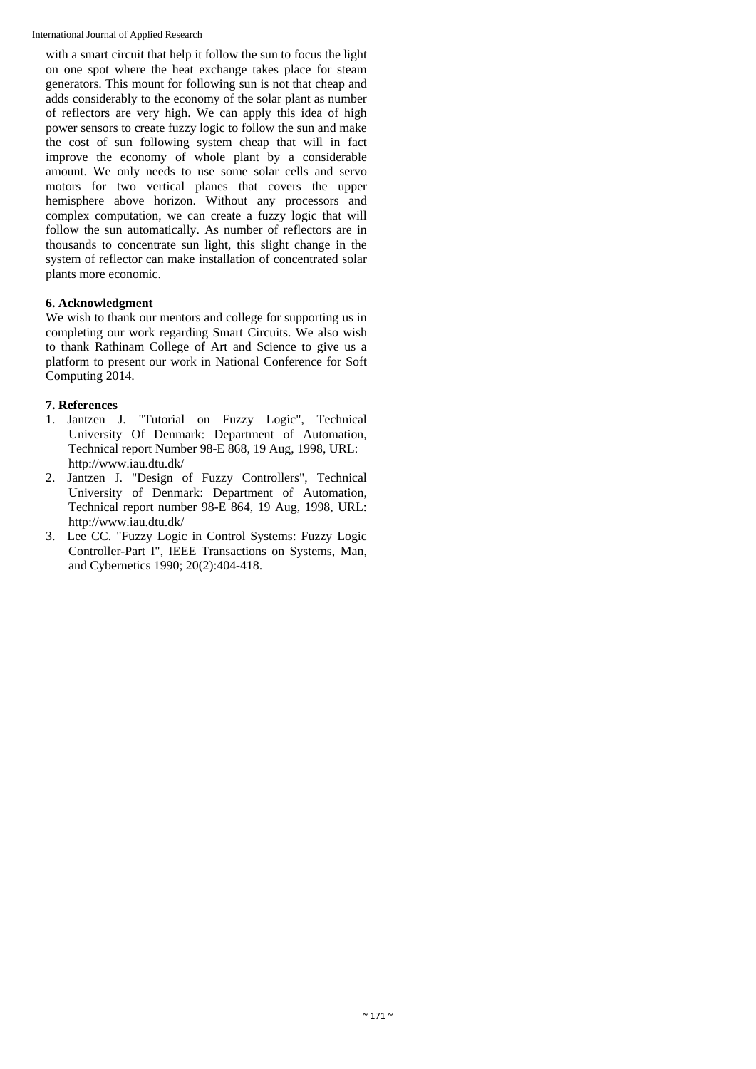with a smart circuit that help it follow the sun to focus the light on one spot where the heat exchange takes place for steam generators. This mount for following sun is not that cheap and adds considerably to the economy of the solar plant as number of reflectors are very high. We can apply this idea of high power sensors to create fuzzy logic to follow the sun and make the cost of sun following system cheap that will in fact improve the economy of whole plant by a considerable amount. We only needs to use some solar cells and servo motors for two vertical planes that covers the upper hemisphere above horizon. Without any processors and complex computation, we can create a fuzzy logic that will follow the sun automatically. As number of reflectors are in thousands to concentrate sun light, this slight change in the system of reflector can make installation of concentrated solar plants more economic.

## 6. Acknowledgment

We wish to thank our mentors and college for supporting us in completing our work regarding Smart Circuits. We also wish to thank Rathinam College of Art and Science to give us a platform to present our work in National Conference for Soft Computing 2014.

## 7. References

1. Jantzen J. "Tutorial on Fuzzy Logic", Technical University Of Denmark: Department of Automation, Technical report Number 98-E 868, 19 Aug, 1998, URL: http://www.iau.dtu.dk/
2. Jantzen J. "Design of Fuzzy Controllers", Technical University of Denmark: Department of Automation, Technical report number 98-E 864, 19 Aug, 1998, URL: http://www.iau.dtu.dk/
3. Lee CC. "Fuzzy Logic in Control Systems: Fuzzy Logic Controller-Part I", IEEE Transactions on Systems, Man, and Cybernetics 1990; 20(2):404-418.